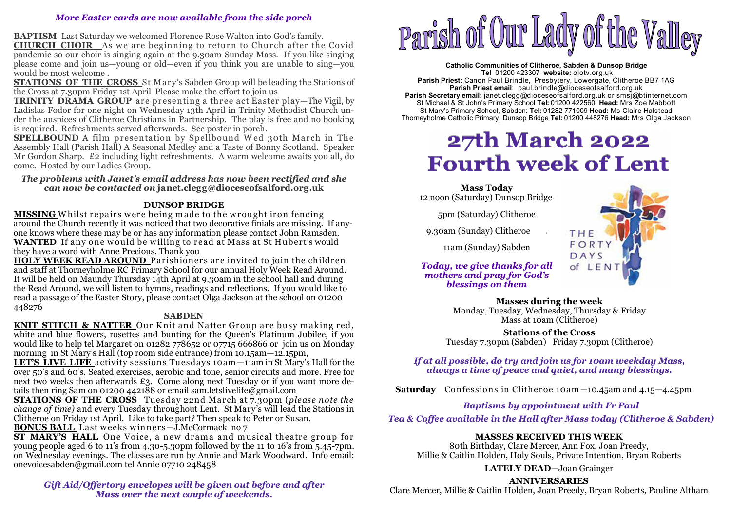*More Easter cards are now available from the side porch*

**BAPTISM** Last Saturday we welcomed Florence Rose Walton into God's family.

**CHURCH CHOIR** As we are beginning to return to Church after the Covid pandemic so our choir is singing again at the 9.30am Sunday Mass. If you like singing please come and join us—young or old—even if you think you are unable to sing—you would be most welcome .

**STATIONS OF THE CROSS** St Mary's Sabden Group will be leading the Stations of the Cross at 7.30pm Friday 1st April Please make the effort to join us

**TRINITY DRAMA GROUP** are presenting a three act Easter play—The Vigil, by Ladislas Fodor for one night on Wednesday 13th April in Trinity Methodist Church under the auspices of Clitheroe Christians in Partnership. The play is free and no booking is required. Refreshments served afterwards. See poster in porch.

**SPELLBOUND** A film presentation by Spellbound Wed 30th March in The Assembly Hall (Parish Hall) A Seasonal Medley and a Taste of Bonny Scotland. Speaker Mr Gordon Sharp. £2 including light refreshments. A warm welcome awaits you all, do come. Hosted by our Ladies Group.

***The problems with Janet's email address has now been rectified and she can now be contacted on* janet.clegg@dioceseofsalford.org.uk**

### DUNSOP BRIDGE

**MISSING** Whilst repairs were being made to the wrought iron fencing around the Church recently it was noticed that two decorative finials are missing. If anyone knows where these may be or has any information please contact John Ramsden.

**WANTED** If any one would be willing to read at Mass at St Hubert's would they have a word with Anne Precious. Thank you

**HOLY WEEK READ AROUND** Parishioners are invited to join the children and staff at Thorneyholme RC Primary School for our annual Holy Week Read Around. It will be held on Maundy Thursday 14th April at 9.30am in the school hall and during the Read Around, we will listen to hymns, readings and reflections. If you would like to read a passage of the Easter Story, please contact Olga Jackson at the school on 01200 448276

### SABDEN

**KNIT STITCH & NATTER** Our Knit and Natter Group are busy making red, white and blue flowers, rosettes and bunting for the Queen's Platinum Jubilee, if you would like to help tel Margaret on 01282 778652 or 07715 666866 or join us on Monday morning in St Mary's Hall (top room side entrance) from 10.15am—12.15pm,

**LET'S LIVE LIFE** activity sessions Tuesdays 10am—11am in St Mary's Hall for the over 50's and 60's. Seated exercises, aerobic and tone, senior circuits and more. Free for next two weeks then afterwards £3. Come along next Tuesday or if you want more details then ring Sam on 01200 442188 or email sam.letslivelife@gmail.com

**STATIONS OF THE CROSS** Tuesday 22nd March at 7.30pm (*please note the change of time)* and every Tuesday throughout Lent. St Mary's will lead the Stations in Clitheroe on Friday 1st April. Like to take part? Then speak to Peter or Susan.

**BONUS BALL** Last weeks winners—J.McCormack no 7

**ST MARY'S HALL** One Voice, a new drama and musical theatre group for young people aged 6 to 11's from 4.30-5.30pm followed by the 11 to 16's from 5.45-7pm. on Wednesday evenings. The classes are run by Annie and Mark Woodward. Info email: onevoicesabden@gmail.com tel Annie 07710 248458

***Gift Aid/Offertory envelopes will be given out before and after Mass over the next couple of weekends.***

# Parish of Our Lady of the Valley

**Catholic Communities of Clitheroe, Sabden & Dunsop Bridge**
**Tel** 01200 423307 **website:** olotv.org.uk
**Parish Priest:** Canon Paul Brindle, Presbytery, Lowergate, Clitheroe BB7 1AG
**Parish Priest email**: paul.brindle@dioceseofsalford.org.uk
**Parish Secretary email**: janet.clegg@dioceseofsalford.org.uk or smsj@btinternet.com
St Michael & St John's Primary School **Tel:** 01200 422560 **Head:** Mrs Zoe Mabbott
St Mary's Primary School, Sabden: **Tel:** 01282 771009 **Head:** Ms Claire Halstead
Thorneyholme Catholic Primary, Dunsop Bridge **Tel:** 01200 448276 **Head:** Mrs Olga Jackson

# 27th March 2022
# Fourth week of Lent

**Mass Today**
12 noon (Saturday) Dunsop Bridge

5pm (Saturday) Clitheroe

9.30am (Sunday) Clitheroe

11am (Sunday) Sabden

***Today, we give thanks for all mothers and pray for God's blessings on them***

THE FORTY DAYS of LENT

**Masses during the week**
Monday, Tuesday, Wednesday, Thursday & Friday
Mass at 10am (Clitheroe)

**Stations of the Cross**
Tuesday 7.30pm (Sabden) Friday 7.30pm (Clitheroe)

***If at all possible, do try and join us for 10am weekday Mass, always a time of peace and quiet, and many blessings.***

**Saturday** Confessions in Clitheroe 10am—10.45am and 4.15—4.45pm

***Baptisms by appointment with Fr Paul***

***Tea & Coffee available in the Hall after Mass today (Clitheroe & Sabden)***

**MASSES RECEIVED THIS WEEK**
80th Birthday, Clare Mercer, Ann Fox, Joan Preedy,
Millie & Caitlin Holden, Holy Souls, Private Intention, Bryan Roberts

**LATELY DEAD**—Joan Grainger

**ANNIVERSARIES**
Clare Mercer, Millie & Caitlin Holden, Joan Preedy, Bryan Roberts, Pauline Altham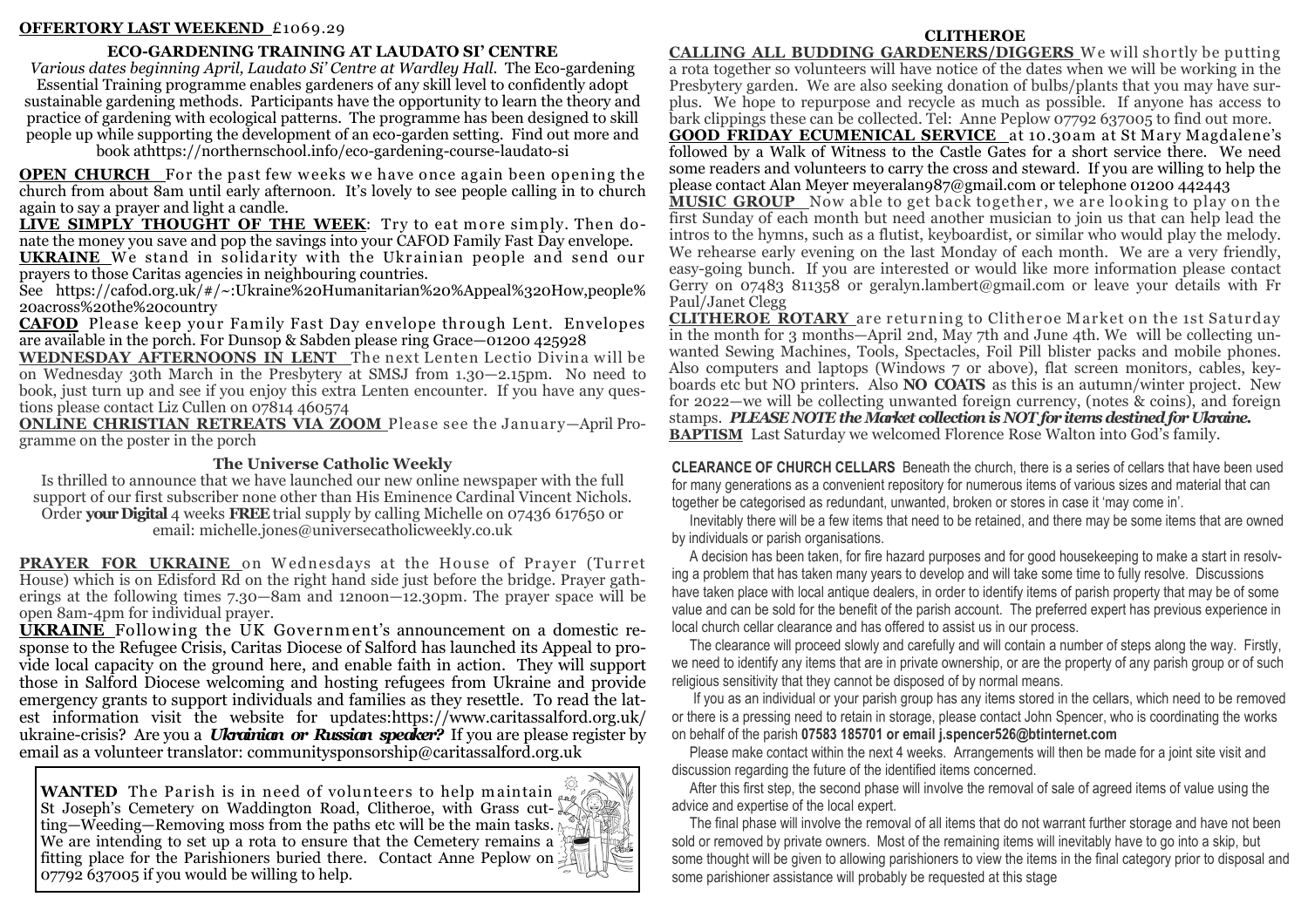**OFFERTORY LAST WEEKEND** £1069.29

### ECO-GARDENING TRAINING AT LAUDATO SI' CENTRE

*Various dates beginning April, Laudato Si' Centre at Wardley Hall.* The Eco-gardening Essential Training programme enables gardeners of any skill level to confidently adopt sustainable gardening methods. Participants have the opportunity to learn the theory and practice of gardening with ecological patterns. The programme has been designed to skill people up while supporting the development of an eco-garden setting. Find out more and book athttps://northernschool.info/eco-gardening-course-laudato-si

**OPEN CHURCH** For the past few weeks we have once again been opening the church from about 8am until early afternoon. It's lovely to see people calling in to church again to say a prayer and light a candle.

**LIVE SIMPLY THOUGHT OF THE WEEK**: Try to eat more simply. Then donate the money you save and pop the savings into your CAFOD Family Fast Day envelope.

**UKRAINE** We stand in solidarity with the Ukrainian people and send our prayers to those Caritas agencies in neighbouring countries.

See https://cafod.org.uk/#/~:Ukraine%20Humanitarian%20Appeal%320How,people%20across%20the%20country

**CAFOD** Please keep your Family Fast Day envelope through Lent. Envelopes are available in the porch. For Dunsop & Sabden please ring Grace—01200 425928

**WEDNESDAY AFTERNOONS IN LENT** The next Lenten Lectio Divina will be on Wednesday 30th March in the Presbytery at SMSJ from 1.30—2.15pm. No need to book, just turn up and see if you enjoy this extra Lenten encounter. If you have any questions please contact Liz Cullen on 07814 460574

**ONLINE CHRISTIAN RETREATS VIA ZOOM** Please see the January—April Programme on the poster in the porch

### The Universe Catholic Weekly

Is thrilled to announce that we have launched our new online newspaper with the full support of our first subscriber none other than His Eminence Cardinal Vincent Nichols. Order **your Digital** 4 weeks **FREE** trial supply by calling Michelle on 07436 617650 or email: michelle.jones@universecatholicweekly.co.uk

**PRAYER FOR UKRAINE** on Wednesdays at the House of Prayer (Turret House) which is on Edisford Rd on the right hand side just before the bridge. Prayer gatherings at the following times 7.30—8am and 12noon—12.30pm. The prayer space will be open 8am-4pm for individual prayer.

**UKRAINE** Following the UK Government's announcement on a domestic response to the Refugee Crisis, Caritas Diocese of Salford has launched its Appeal to provide local capacity on the ground here, and enable faith in action. They will support those in Salford Diocese welcoming and hosting refugees from Ukraine and provide emergency grants to support individuals and families as they resettle. To read the latest information visit the website for updates:https://www.caritassalford.org.uk/ukraine-crisis? Are you a ***Ukrainian or Russian speaker?*** If you are please register by email as a volunteer translator: communitysponsorship@caritassalford.org.uk

**WANTED** The Parish is in need of volunteers to help maintain St Joseph's Cemetery on Waddington Road, Clitheroe, with Grass cutting—Weeding—Removing moss from the paths etc will be the main tasks. We are intending to set up a rota to ensure that the Cemetery remains a fitting place for the Parishioners buried there. Contact Anne Peplow on 07792 637005 if you would be willing to help.

### CLITHEROE

**CALLING ALL BUDDING GARDENERS/DIGGERS** We will shortly be putting a rota together so volunteers will have notice of the dates when we will be working in the Presbytery garden. We are also seeking donation of bulbs/plants that you may have surplus. We hope to repurpose and recycle as much as possible. If anyone has access to bark clippings these can be collected. Tel: Anne Peplow 07792 637005 to find out more.

**GOOD FRIDAY ECUMENICAL SERVICE** at 10.30am at St Mary Magdalene's followed by a Walk of Witness to the Castle Gates for a short service there. We need some readers and volunteers to carry the cross and steward. If you are willing to help the please contact Alan Meyer meyeralan987@gmail.com or telephone 01200 442443

**MUSIC GROUP** Now able to get back together, we are looking to play on the first Sunday of each month but need another musician to join us that can help lead the intros to the hymns, such as a flutist, keyboardist, or similar who would play the melody. We rehearse early evening on the last Monday of each month. We are a very friendly, easy-going bunch. If you are interested or would like more information please contact Gerry on 07483 811358 or geralyn.lambert@gmail.com or leave your details with Fr Paul/Janet Clegg

**CLITHEROE ROTARY** are returning to Clitheroe Market on the 1st Saturday in the month for 3 months—April 2nd, May 7th and June 4th. We will be collecting unwanted Sewing Machines, Tools, Spectacles, Foil Pill blister packs and mobile phones. Also computers and laptops (Windows 7 or above), flat screen monitors, cables, keyboards etc but NO printers. Also **NO COATS** as this is an autumn/winter project. New for 2022—we will be collecting unwanted foreign currency, (notes & coins), and foreign stamps. ***PLEASE NOTE the Market collection is NOT for items destined for Ukraine.***

**BAPTISM** Last Saturday we welcomed Florence Rose Walton into God's family.

**CLEARANCE OF CHURCH CELLARS** Beneath the church, there is a series of cellars that have been used for many generations as a convenient repository for numerous items of various sizes and material that can together be categorised as redundant, unwanted, broken or stores in case it 'may come in'.

Inevitably there will be a few items that need to be retained, and there may be some items that are owned by individuals or parish organisations.

A decision has been taken, for fire hazard purposes and for good housekeeping to make a start in resolving a problem that has taken many years to develop and will take some time to fully resolve. Discussions have taken place with local antique dealers, in order to identify items of parish property that may be of some value and can be sold for the benefit of the parish account. The preferred expert has previous experience in local church cellar clearance and has offered to assist us in our process.

The clearance will proceed slowly and carefully and will contain a number of steps along the way. Firstly, we need to identify any items that are in private ownership, or are the property of any parish group or of such religious sensitivity that they cannot be disposed of by normal means.

If you as an individual or your parish group has any items stored in the cellars, which need to be removed or there is a pressing need to retain in storage, please contact John Spencer, who is coordinating the works on behalf of the parish **07583 185701 or email j.spencer526@btinternet.com**

Please make contact within the next 4 weeks. Arrangements will then be made for a joint site visit and discussion regarding the future of the identified items concerned.

After this first step, the second phase will involve the removal of sale of agreed items of value using the advice and expertise of the local expert.

The final phase will involve the removal of all items that do not warrant further storage and have not been sold or removed by private owners. Most of the remaining items will inevitably have to go into a skip, but some thought will be given to allowing parishioners to view the items in the final category prior to disposal and some parishioner assistance will probably be requested at this stage